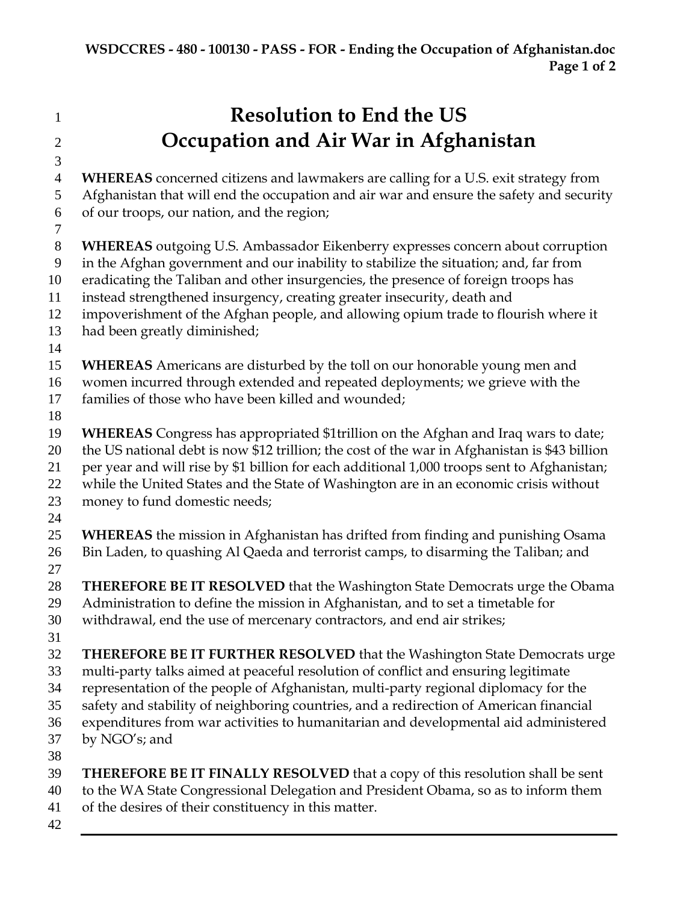# Resolution to End the US Occupation and Air War in Afghanistan

**WHEREAS** concerned citizens and lawmakers are calling for a U.S. exit strategy from Afghanistan that will end the occupation and air war and ensure the safety and security of our troops, our nation, and the region;

**WHEREAS** outgoing U.S. Ambassador Eikenberry expresses concern about corruption in the Afghan government and our inability to stabilize the situation; and, far from eradicating the Taliban and other insurgencies, the presence of foreign troops has instead strengthened insurgency, creating greater insecurity, death and impoverishment of the Afghan people, and allowing opium trade to flourish where it had been greatly diminished;

**WHEREAS** Americans are disturbed by the toll on our honorable young men and women incurred through extended and repeated deployments; we grieve with the families of those who have been killed and wounded;

**WHEREAS** Congress has appropriated $1trillion on the Afghan and Iraq wars to date; the US national debt is now $12 trillion; the cost of the war in Afghanistan is $43 billion per year and will rise by $1 billion for each additional 1,000 troops sent to Afghanistan; while the United States and the State of Washington are in an economic crisis without money to fund domestic needs;

**WHEREAS** the mission in Afghanistan has drifted from finding and punishing Osama Bin Laden, to quashing Al Qaeda and terrorist camps, to disarming the Taliban; and

**THEREFORE BE IT RESOLVED** that the Washington State Democrats urge the Obama Administration to define the mission in Afghanistan, and to set a timetable for withdrawal, end the use of mercenary contractors, and end air strikes;

**THEREFORE BE IT FURTHER RESOLVED** that the Washington State Democrats urge multi-party talks aimed at peaceful resolution of conflict and ensuring legitimate representation of the people of Afghanistan, multi-party regional diplomacy for the safety and stability of neighboring countries, and a redirection of American financial expenditures from war activities to humanitarian and developmental aid administered by NGO's; and

**THEREFORE BE IT FINALLY RESOLVED** that a copy of this resolution shall be sent to the WA State Congressional Delegation and President Obama, so as to inform them of the desires of their constituency in this matter.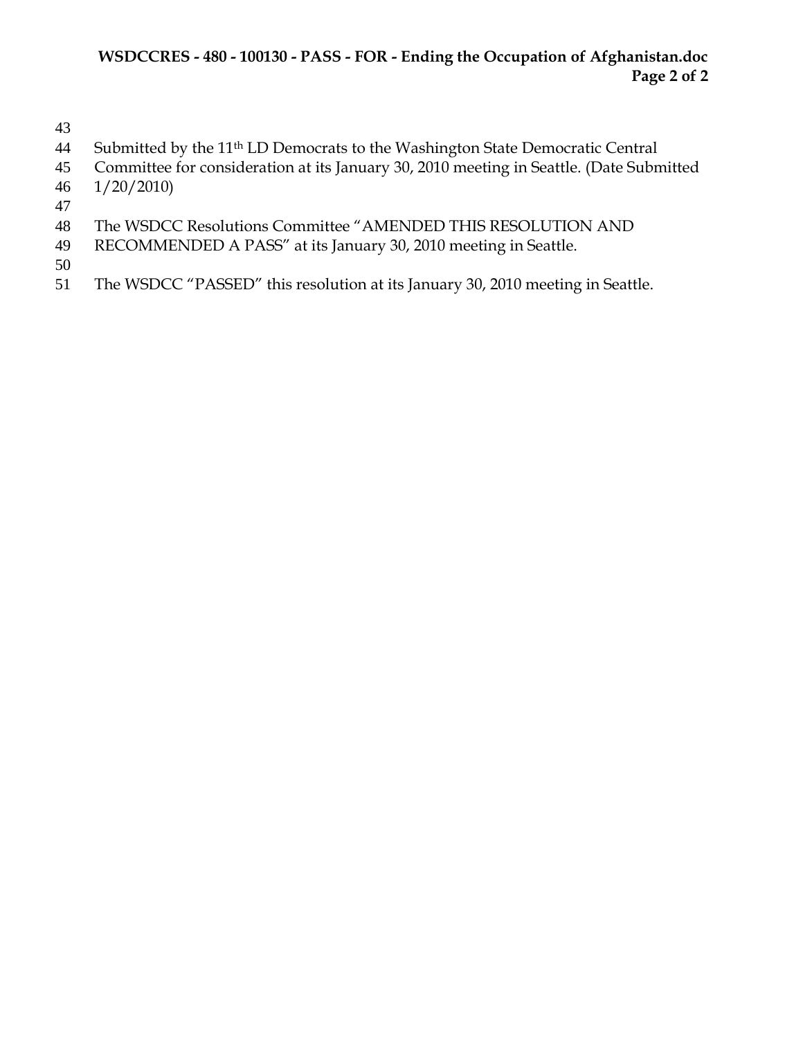Submitted by the 11th LD Democrats to the Washington State Democratic Central Committee for consideration at its January 30, 2010 meeting in Seattle. (Date Submitted 1/20/2010)

The WSDCC Resolutions Committee "AMENDED THIS RESOLUTION AND RECOMMENDED A PASS" at its January 30, 2010 meeting in Seattle.

The WSDCC "PASSED" this resolution at its January 30, 2010 meeting in Seattle.